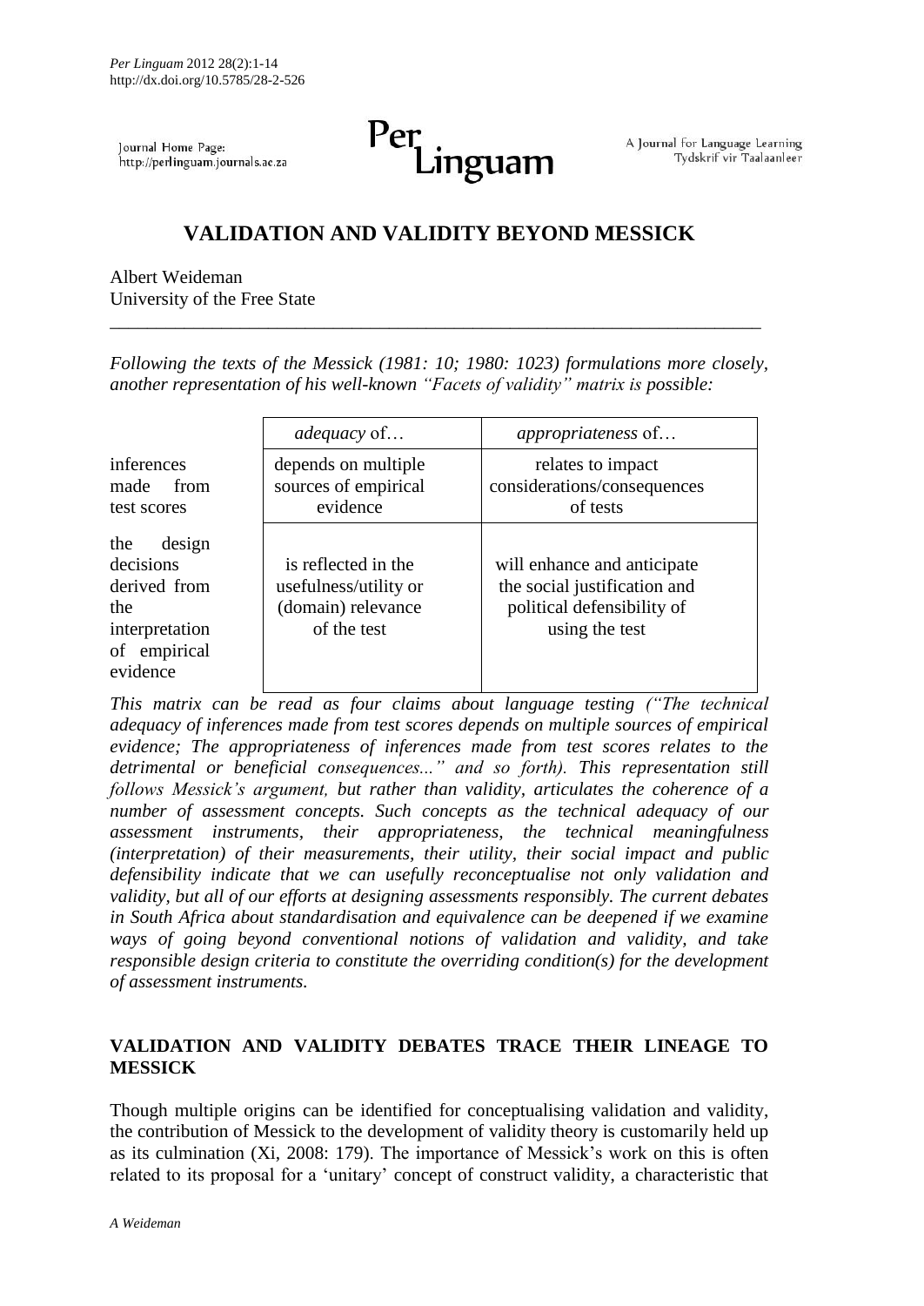Journal Home Page: http://perlinguam.journals.ac.za

A Journal for Language Learning
Tydskrif vir Taalaanleer

# VALIDATION AND VALIDITY BEYOND MESSICK

Albert Weideman
University of the Free State

*Following the texts of the Messick (1981: 10; 1980: 1023) formulations more closely, another representation of his well-known "Facets of validity" matrix is possible:*

| | *adequacy* of… | *appropriateness* of… |
|---|---|---|
| inferences made from test scores | depends on multiple sources of empirical evidence | relates to impact considerations/consequences of tests |
| the design decisions derived from the interpretation of empirical evidence | is reflected in the usefulness/utility or (domain) relevance of the test | will enhance and anticipate the social justification and political defensibility of using the test |

*This matrix can be read as four claims about language testing ("The technical adequacy of inferences made from test scores depends on multiple sources of empirical evidence; The appropriateness of inferences made from test scores relates to the detrimental or beneficial consequences..." and so forth). This representation still follows Messick's argument, but rather than validity, articulates the coherence of a number of assessment concepts. Such concepts as the technical adequacy of our assessment instruments, their appropriateness, the technical meaningfulness (interpretation) of their measurements, their utility, their social impact and public defensibility indicate that we can usefully reconceptualise not only validation and validity, but all of our efforts at designing assessments responsibly. The current debates in South Africa about standardisation and equivalence can be deepened if we examine ways of going beyond conventional notions of validation and validity, and take responsible design criteria to constitute the overriding condition(s) for the development of assessment instruments.*

## VALIDATION AND VALIDITY DEBATES TRACE THEIR LINEAGE TO MESSICK

Though multiple origins can be identified for conceptualising validation and validity, the contribution of Messick to the development of validity theory is customarily held up as its culmination (Xi, 2008: 179). The importance of Messick's work on this is often related to its proposal for a 'unitary' concept of construct validity, a characteristic that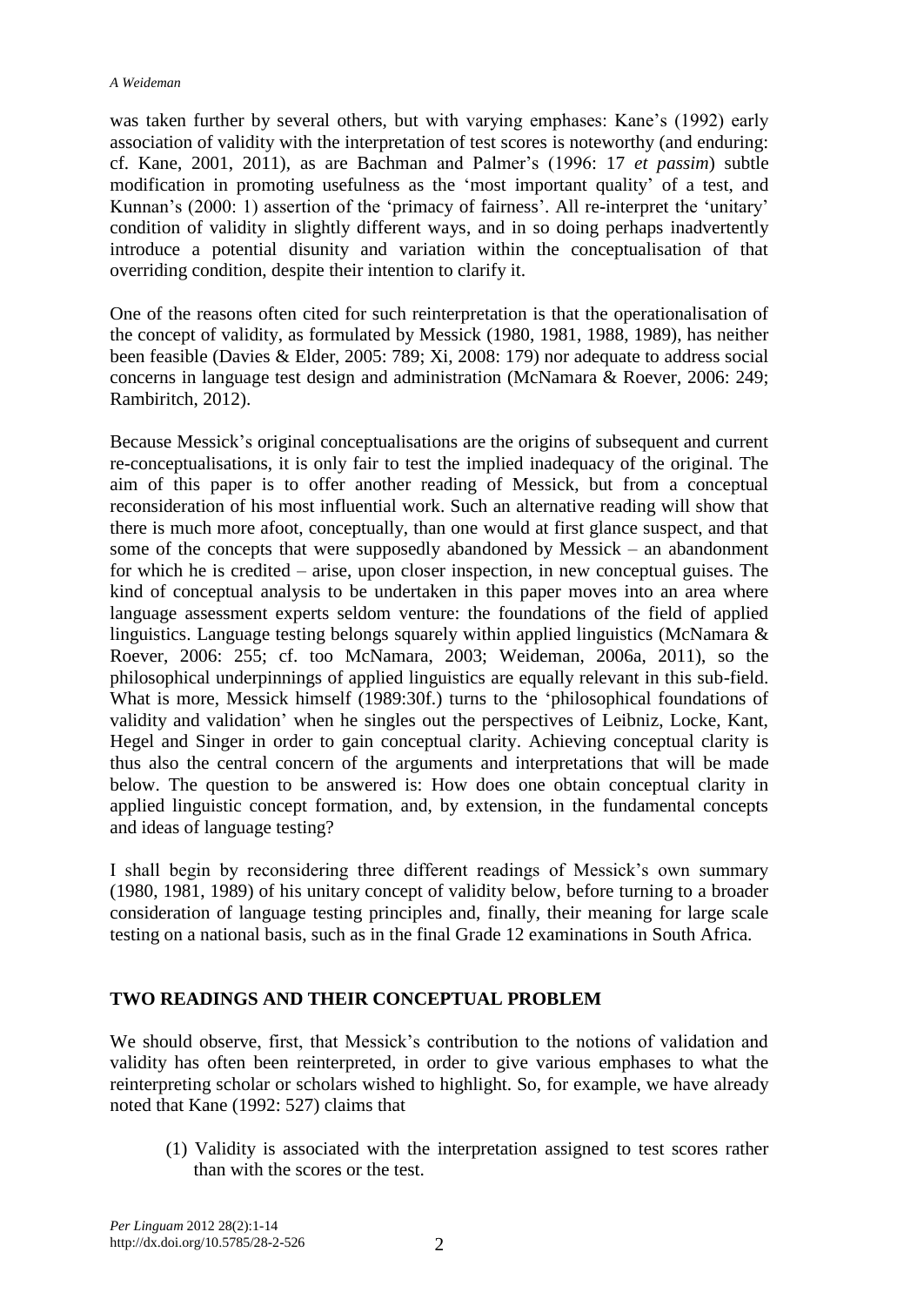was taken further by several others, but with varying emphases: Kane's (1992) early association of validity with the interpretation of test scores is noteworthy (and enduring: cf. Kane, 2001, 2011), as are Bachman and Palmer's (1996: 17 *et passim*) subtle modification in promoting usefulness as the 'most important quality' of a test, and Kunnan's (2000: 1) assertion of the 'primacy of fairness'. All re-interpret the 'unitary' condition of validity in slightly different ways, and in so doing perhaps inadvertently introduce a potential disunity and variation within the conceptualisation of that overriding condition, despite their intention to clarify it.

One of the reasons often cited for such reinterpretation is that the operationalisation of the concept of validity, as formulated by Messick (1980, 1981, 1988, 1989), has neither been feasible (Davies & Elder, 2005: 789; Xi, 2008: 179) nor adequate to address social concerns in language test design and administration (McNamara & Roever, 2006: 249; Rambiritch, 2012).

Because Messick's original conceptualisations are the origins of subsequent and current re-conceptualisations, it is only fair to test the implied inadequacy of the original. The aim of this paper is to offer another reading of Messick, but from a conceptual reconsideration of his most influential work. Such an alternative reading will show that there is much more afoot, conceptually, than one would at first glance suspect, and that some of the concepts that were supposedly abandoned by Messick – an abandonment for which he is credited – arise, upon closer inspection, in new conceptual guises. The kind of conceptual analysis to be undertaken in this paper moves into an area where language assessment experts seldom venture: the foundations of the field of applied linguistics. Language testing belongs squarely within applied linguistics (McNamara & Roever, 2006: 255; cf. too McNamara, 2003; Weideman, 2006a, 2011), so the philosophical underpinnings of applied linguistics are equally relevant in this sub-field. What is more, Messick himself (1989:30f.) turns to the 'philosophical foundations of validity and validation' when he singles out the perspectives of Leibniz, Locke, Kant, Hegel and Singer in order to gain conceptual clarity. Achieving conceptual clarity is thus also the central concern of the arguments and interpretations that will be made below. The question to be answered is: How does one obtain conceptual clarity in applied linguistic concept formation, and, by extension, in the fundamental concepts and ideas of language testing?

I shall begin by reconsidering three different readings of Messick's own summary (1980, 1981, 1989) of his unitary concept of validity below, before turning to a broader consideration of language testing principles and, finally, their meaning for large scale testing on a national basis, such as in the final Grade 12 examinations in South Africa.

## TWO READINGS AND THEIR CONCEPTUAL PROBLEM

We should observe, first, that Messick's contribution to the notions of validation and validity has often been reinterpreted, in order to give various emphases to what the reinterpreting scholar or scholars wished to highlight. So, for example, we have already noted that Kane (1992: 527) claims that

> (1) Validity is associated with the interpretation assigned to test scores rather than with the scores or the test.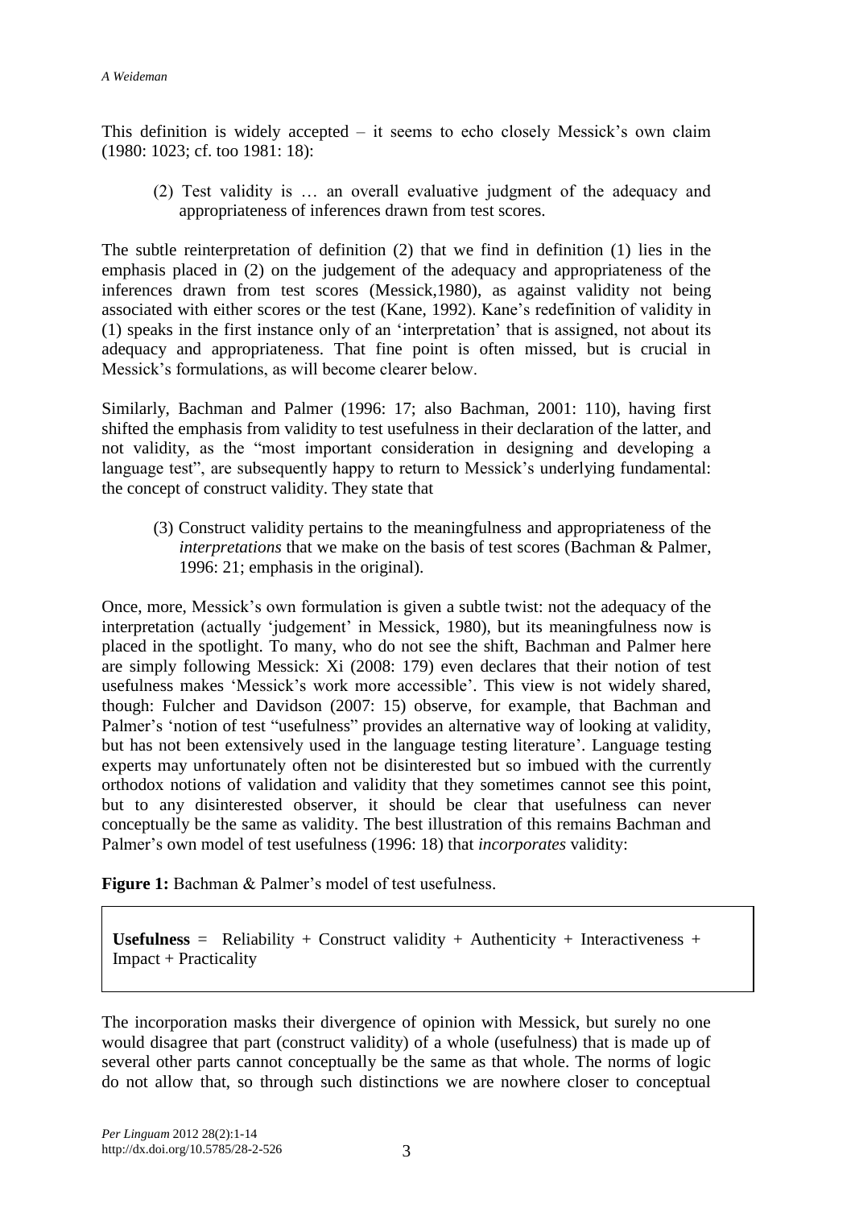This definition is widely accepted – it seems to echo closely Messick's own claim (1980: 1023; cf. too 1981: 18):

> (2) Test validity is … an overall evaluative judgment of the adequacy and appropriateness of inferences drawn from test scores.

The subtle reinterpretation of definition (2) that we find in definition (1) lies in the emphasis placed in (2) on the judgement of the adequacy and appropriateness of the inferences drawn from test scores (Messick,1980), as against validity not being associated with either scores or the test (Kane, 1992). Kane's redefinition of validity in (1) speaks in the first instance only of an 'interpretation' that is assigned, not about its adequacy and appropriateness. That fine point is often missed, but is crucial in Messick's formulations, as will become clearer below.

Similarly, Bachman and Palmer (1996: 17; also Bachman, 2001: 110), having first shifted the emphasis from validity to test usefulness in their declaration of the latter, and not validity, as the "most important consideration in designing and developing a language test", are subsequently happy to return to Messick's underlying fundamental: the concept of construct validity. They state that

> (3) Construct validity pertains to the meaningfulness and appropriateness of the *interpretations* that we make on the basis of test scores (Bachman & Palmer, 1996: 21; emphasis in the original).

Once, more, Messick's own formulation is given a subtle twist: not the adequacy of the interpretation (actually 'judgement' in Messick, 1980), but its meaningfulness now is placed in the spotlight. To many, who do not see the shift, Bachman and Palmer here are simply following Messick: Xi (2008: 179) even declares that their notion of test usefulness makes 'Messick's work more accessible'. This view is not widely shared, though: Fulcher and Davidson (2007: 15) observe, for example, that Bachman and Palmer's 'notion of test "usefulness" provides an alternative way of looking at validity, but has not been extensively used in the language testing literature'. Language testing experts may unfortunately often not be disinterested but so imbued with the currently orthodox notions of validation and validity that they sometimes cannot see this point, but to any disinterested observer, it should be clear that usefulness can never conceptually be the same as validity. The best illustration of this remains Bachman and Palmer's own model of test usefulness (1996: 18) that *incorporates* validity:

**Figure 1:** Bachman & Palmer's model of test usefulness.

**Usefulness** = Reliability + Construct validity + Authenticity + Interactiveness + Impact + Practicality

The incorporation masks their divergence of opinion with Messick, but surely no one would disagree that part (construct validity) of a whole (usefulness) that is made up of several other parts cannot conceptually be the same as that whole. The norms of logic do not allow that, so through such distinctions we are nowhere closer to conceptual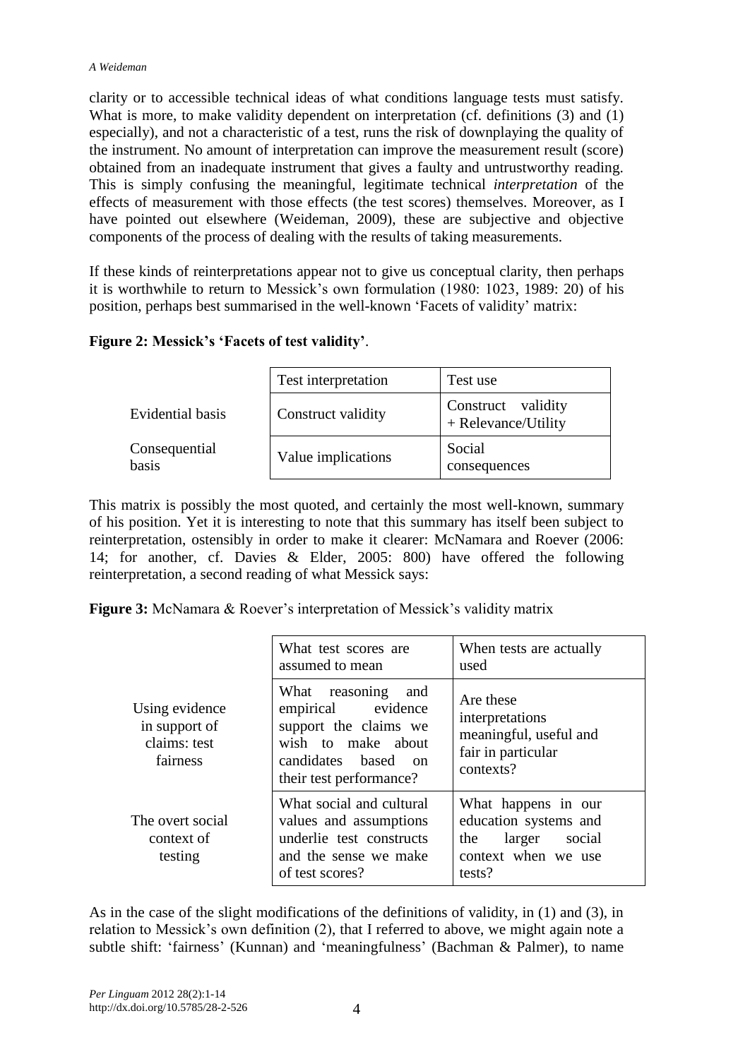clarity or to accessible technical ideas of what conditions language tests must satisfy. What is more, to make validity dependent on interpretation (cf. definitions (3) and (1) especially), and not a characteristic of a test, runs the risk of downplaying the quality of the instrument. No amount of interpretation can improve the measurement result (score) obtained from an inadequate instrument that gives a faulty and untrustworthy reading. This is simply confusing the meaningful, legitimate technical *interpretation* of the effects of measurement with those effects (the test scores) themselves. Moreover, as I have pointed out elsewhere (Weideman, 2009), these are subjective and objective components of the process of dealing with the results of taking measurements.

If these kinds of reinterpretations appear not to give us conceptual clarity, then perhaps it is worthwhile to return to Messick's own formulation (1980: 1023, 1989: 20) of his position, perhaps best summarised in the well-known 'Facets of validity' matrix:

**Figure 2: Messick's 'Facets of test validity'**.

| | Test interpretation | Test use |
|---|---|---|
| Evidential basis | Construct validity | Construct validity + Relevance/Utility |
| Consequential basis | Value implications | Social consequences |

This matrix is possibly the most quoted, and certainly the most well-known, summary of his position. Yet it is interesting to note that this summary has itself been subject to reinterpretation, ostensibly in order to make it clearer: McNamara and Roever (2006: 14; for another, cf. Davies & Elder, 2005: 800) have offered the following reinterpretation, a second reading of what Messick says:

**Figure 3:** McNamara & Roever's interpretation of Messick's validity matrix

| | What test scores are assumed to mean | When tests are actually used |
|---|---|---|
| Using evidence in support of claims: test fairness | What reasoning and empirical evidence support the claims we wish to make about candidates based on their test performance? | Are these interpretations meaningful, useful and fair in particular contexts? |
| The overt social context of testing | What social and cultural values and assumptions underlie test constructs and the sense we make of test scores? | What happens in our education systems and the larger social context when we use tests? |

As in the case of the slight modifications of the definitions of validity, in (1) and (3), in relation to Messick's own definition (2), that I referred to above, we might again note a subtle shift: 'fairness' (Kunnan) and 'meaningfulness' (Bachman & Palmer), to name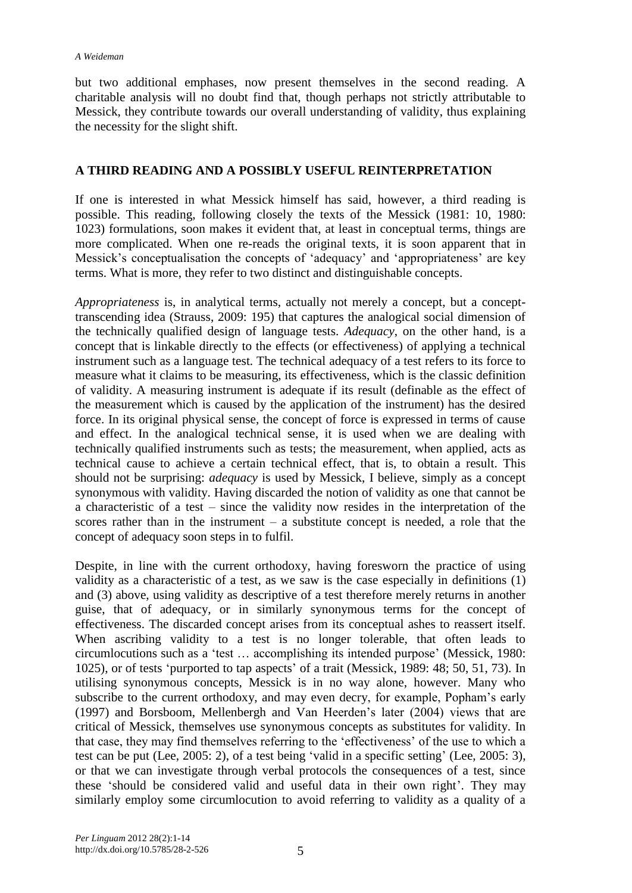but two additional emphases, now present themselves in the second reading. A charitable analysis will no doubt find that, though perhaps not strictly attributable to Messick, they contribute towards our overall understanding of validity, thus explaining the necessity for the slight shift.

## A THIRD READING AND A POSSIBLY USEFUL REINTERPRETATION

If one is interested in what Messick himself has said, however, a third reading is possible. This reading, following closely the texts of the Messick (1981: 10, 1980: 1023) formulations, soon makes it evident that, at least in conceptual terms, things are more complicated. When one re-reads the original texts, it is soon apparent that in Messick's conceptualisation the concepts of 'adequacy' and 'appropriateness' are key terms. What is more, they refer to two distinct and distinguishable concepts.

*Appropriateness* is, in analytical terms, actually not merely a concept, but a concept-transcending idea (Strauss, 2009: 195) that captures the analogical social dimension of the technically qualified design of language tests. *Adequacy*, on the other hand, is a concept that is linkable directly to the effects (or effectiveness) of applying a technical instrument such as a language test. The technical adequacy of a test refers to its force to measure what it claims to be measuring, its effectiveness, which is the classic definition of validity. A measuring instrument is adequate if its result (definable as the effect of the measurement which is caused by the application of the instrument) has the desired force. In its original physical sense, the concept of force is expressed in terms of cause and effect. In the analogical technical sense, it is used when we are dealing with technically qualified instruments such as tests; the measurement, when applied, acts as technical cause to achieve a certain technical effect, that is, to obtain a result. This should not be surprising: *adequacy* is used by Messick, I believe, simply as a concept synonymous with validity. Having discarded the notion of validity as one that cannot be a characteristic of a test – since the validity now resides in the interpretation of the scores rather than in the instrument – a substitute concept is needed, a role that the concept of adequacy soon steps in to fulfil.

Despite, in line with the current orthodoxy, having foresworn the practice of using validity as a characteristic of a test, as we saw is the case especially in definitions (1) and (3) above, using validity as descriptive of a test therefore merely returns in another guise, that of adequacy, or in similarly synonymous terms for the concept of effectiveness. The discarded concept arises from its conceptual ashes to reassert itself. When ascribing validity to a test is no longer tolerable, that often leads to circumlocutions such as a 'test … accomplishing its intended purpose' (Messick, 1980: 1025), or of tests 'purported to tap aspects' of a trait (Messick, 1989: 48; 50, 51, 73). In utilising synonymous concepts, Messick is in no way alone, however. Many who subscribe to the current orthodoxy, and may even decry, for example, Popham's early (1997) and Borsboom, Mellenbergh and Van Heerden's later (2004) views that are critical of Messick, themselves use synonymous concepts as substitutes for validity. In that case, they may find themselves referring to the 'effectiveness' of the use to which a test can be put (Lee, 2005: 2), of a test being 'valid in a specific setting' (Lee, 2005: 3), or that we can investigate through verbal protocols the consequences of a test, since these 'should be considered valid and useful data in their own right'. They may similarly employ some circumlocution to avoid referring to validity as a quality of a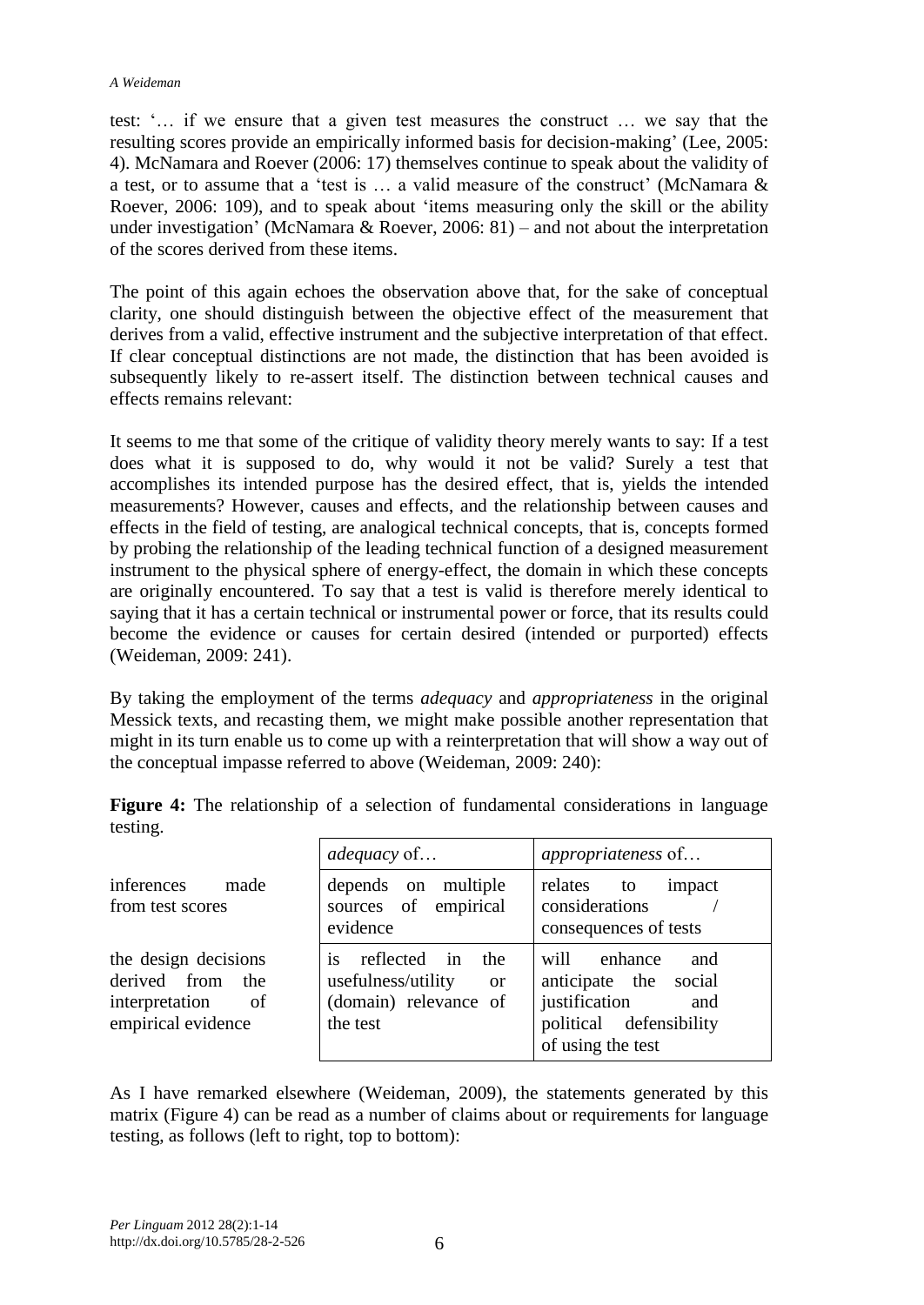test: '… if we ensure that a given test measures the construct … we say that the resulting scores provide an empirically informed basis for decision-making' (Lee, 2005: 4). McNamara and Roever (2006: 17) themselves continue to speak about the validity of a test, or to assume that a 'test is … a valid measure of the construct' (McNamara & Roever, 2006: 109), and to speak about 'items measuring only the skill or the ability under investigation' (McNamara & Roever, 2006: 81) – and not about the interpretation of the scores derived from these items.

The point of this again echoes the observation above that, for the sake of conceptual clarity, one should distinguish between the objective effect of the measurement that derives from a valid, effective instrument and the subjective interpretation of that effect. If clear conceptual distinctions are not made, the distinction that has been avoided is subsequently likely to re-assert itself. The distinction between technical causes and effects remains relevant:

It seems to me that some of the critique of validity theory merely wants to say: If a test does what it is supposed to do, why would it not be valid? Surely a test that accomplishes its intended purpose has the desired effect, that is, yields the intended measurements? However, causes and effects, and the relationship between causes and effects in the field of testing, are analogical technical concepts, that is, concepts formed by probing the relationship of the leading technical function of a designed measurement instrument to the physical sphere of energy-effect, the domain in which these concepts are originally encountered. To say that a test is valid is therefore merely identical to saying that it has a certain technical or instrumental power or force, that its results could become the evidence or causes for certain desired (intended or purported) effects (Weideman, 2009: 241).

By taking the employment of the terms *adequacy* and *appropriateness* in the original Messick texts, and recasting them, we might make possible another representation that might in its turn enable us to come up with a reinterpretation that will show a way out of the conceptual impasse referred to above (Weideman, 2009: 240):

**Figure 4:** The relationship of a selection of fundamental considerations in language testing.

| | *adequacy* of… | *appropriateness* of… |
|---|---|---|
| inferences made from test scores | depends on multiple sources of empirical evidence | relates to impact considerations / consequences of tests |
| the design decisions derived from the interpretation of empirical evidence | is reflected in the usefulness/utility or (domain) relevance of the test | will enhance and anticipate the social justification and political defensibility of using the test |

As I have remarked elsewhere (Weideman, 2009), the statements generated by this matrix (Figure 4) can be read as a number of claims about or requirements for language testing, as follows (left to right, top to bottom):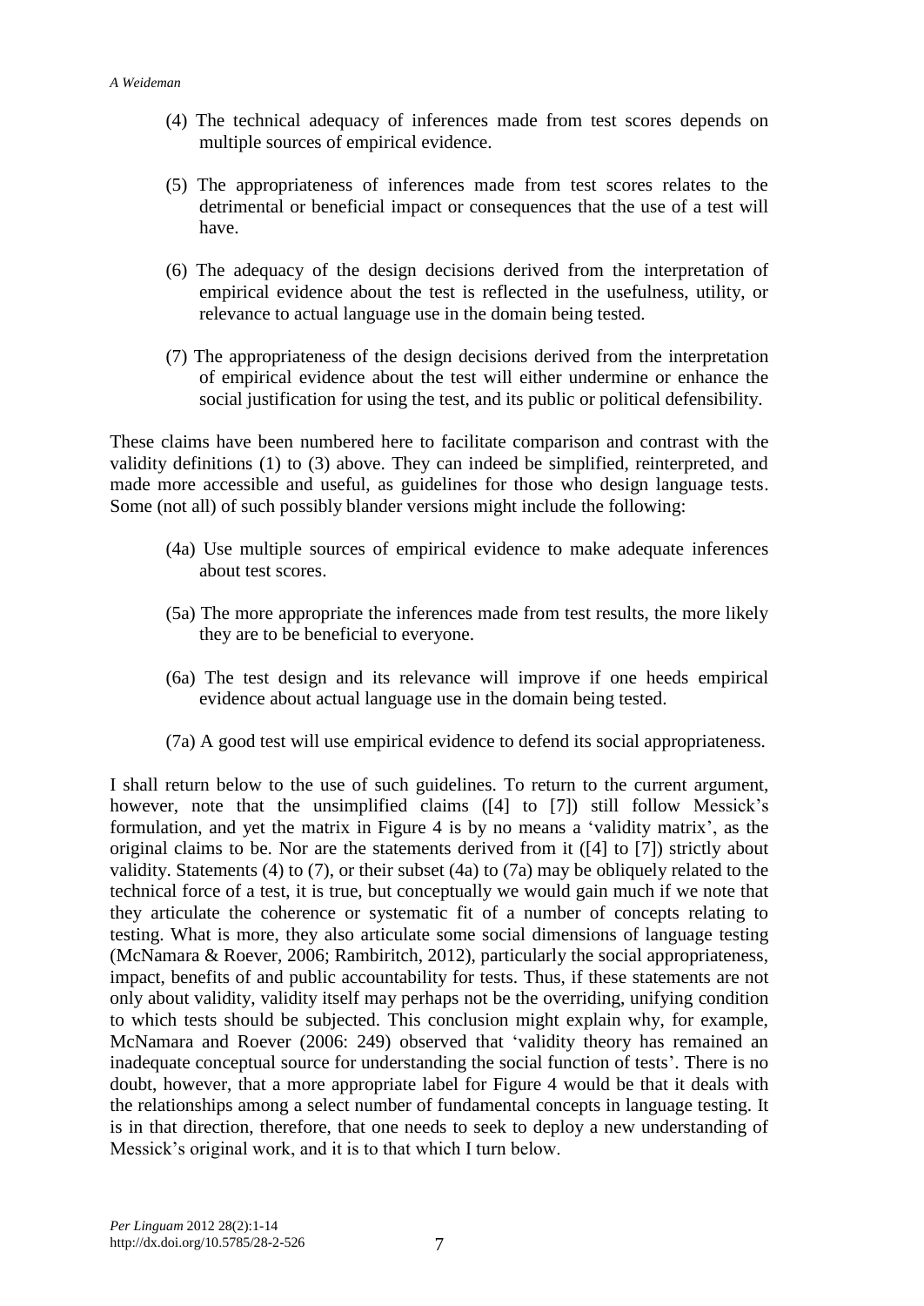(4) The technical adequacy of inferences made from test scores depends on multiple sources of empirical evidence.

(5) The appropriateness of inferences made from test scores relates to the detrimental or beneficial impact or consequences that the use of a test will have.

(6) The adequacy of the design decisions derived from the interpretation of empirical evidence about the test is reflected in the usefulness, utility, or relevance to actual language use in the domain being tested.

(7) The appropriateness of the design decisions derived from the interpretation of empirical evidence about the test will either undermine or enhance the social justification for using the test, and its public or political defensibility.

These claims have been numbered here to facilitate comparison and contrast with the validity definitions (1) to (3) above. They can indeed be simplified, reinterpreted, and made more accessible and useful, as guidelines for those who design language tests. Some (not all) of such possibly blander versions might include the following:

(4a) Use multiple sources of empirical evidence to make adequate inferences about test scores.

(5a) The more appropriate the inferences made from test results, the more likely they are to be beneficial to everyone.

(6a) The test design and its relevance will improve if one heeds empirical evidence about actual language use in the domain being tested.

(7a) A good test will use empirical evidence to defend its social appropriateness.

I shall return below to the use of such guidelines. To return to the current argument, however, note that the unsimplified claims ([4] to [7]) still follow Messick's formulation, and yet the matrix in Figure 4 is by no means a 'validity matrix', as the original claims to be. Nor are the statements derived from it ([4] to [7]) strictly about validity. Statements (4) to (7), or their subset (4a) to (7a) may be obliquely related to the technical force of a test, it is true, but conceptually we would gain much if we note that they articulate the coherence or systematic fit of a number of concepts relating to testing. What is more, they also articulate some social dimensions of language testing (McNamara & Roever, 2006; Rambiritch, 2012), particularly the social appropriateness, impact, benefits of and public accountability for tests. Thus, if these statements are not only about validity, validity itself may perhaps not be the overriding, unifying condition to which tests should be subjected. This conclusion might explain why, for example, McNamara and Roever (2006: 249) observed that 'validity theory has remained an inadequate conceptual source for understanding the social function of tests'. There is no doubt, however, that a more appropriate label for Figure 4 would be that it deals with the relationships among a select number of fundamental concepts in language testing. It is in that direction, therefore, that one needs to seek to deploy a new understanding of Messick's original work, and it is to that which I turn below.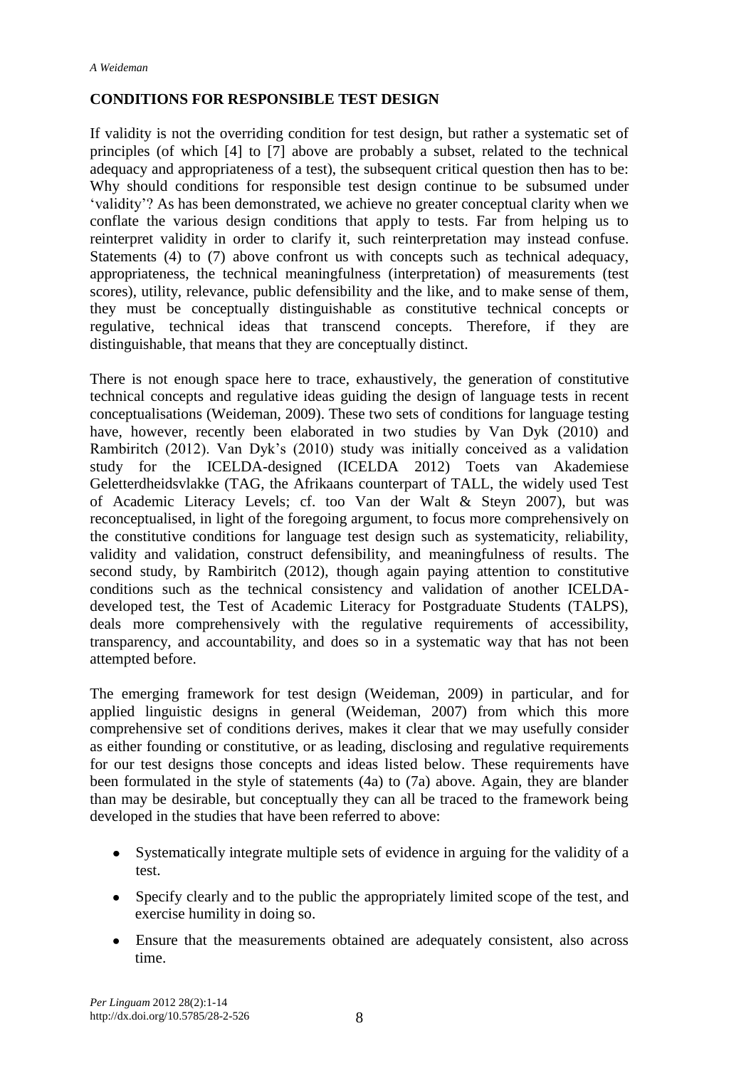## CONDITIONS FOR RESPONSIBLE TEST DESIGN

If validity is not the overriding condition for test design, but rather a systematic set of principles (of which [4] to [7] above are probably a subset, related to the technical adequacy and appropriateness of a test), the subsequent critical question then has to be: Why should conditions for responsible test design continue to be subsumed under 'validity'? As has been demonstrated, we achieve no greater conceptual clarity when we conflate the various design conditions that apply to tests. Far from helping us to reinterpret validity in order to clarify it, such reinterpretation may instead confuse. Statements (4) to (7) above confront us with concepts such as technical adequacy, appropriateness, the technical meaningfulness (interpretation) of measurements (test scores), utility, relevance, public defensibility and the like, and to make sense of them, they must be conceptually distinguishable as constitutive technical concepts or regulative, technical ideas that transcend concepts. Therefore, if they are distinguishable, that means that they are conceptually distinct.

There is not enough space here to trace, exhaustively, the generation of constitutive technical concepts and regulative ideas guiding the design of language tests in recent conceptualisations (Weideman, 2009). These two sets of conditions for language testing have, however, recently been elaborated in two studies by Van Dyk (2010) and Rambiritch (2012). Van Dyk's (2010) study was initially conceived as a validation study for the ICELDA-designed (ICELDA 2012) Toets van Akademiese Geletterdheidsvlakke (TAG, the Afrikaans counterpart of TALL, the widely used Test of Academic Literacy Levels; cf. too Van der Walt & Steyn 2007), but was reconceptualised, in light of the foregoing argument, to focus more comprehensively on the constitutive conditions for language test design such as systematicity, reliability, validity and validation, construct defensibility, and meaningfulness of results. The second study, by Rambiritch (2012), though again paying attention to constitutive conditions such as the technical consistency and validation of another ICELDA-developed test, the Test of Academic Literacy for Postgraduate Students (TALPS), deals more comprehensively with the regulative requirements of accessibility, transparency, and accountability, and does so in a systematic way that has not been attempted before.

The emerging framework for test design (Weideman, 2009) in particular, and for applied linguistic designs in general (Weideman, 2007) from which this more comprehensive set of conditions derives, makes it clear that we may usefully consider as either founding or constitutive, or as leading, disclosing and regulative requirements for our test designs those concepts and ideas listed below. These requirements have been formulated in the style of statements (4a) to (7a) above. Again, they are blander than may be desirable, but conceptually they can all be traced to the framework being developed in the studies that have been referred to above:

- Systematically integrate multiple sets of evidence in arguing for the validity of a test.
- Specify clearly and to the public the appropriately limited scope of the test, and exercise humility in doing so.
- Ensure that the measurements obtained are adequately consistent, also across time.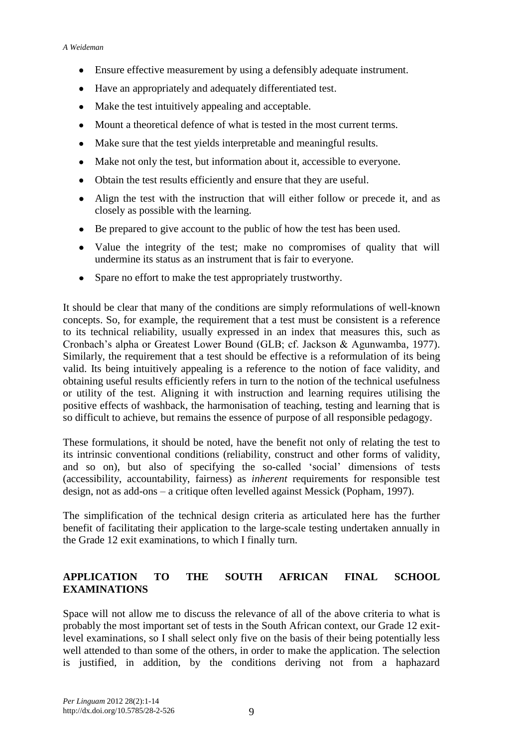- Ensure effective measurement by using a defensibly adequate instrument.
- Have an appropriately and adequately differentiated test.
- Make the test intuitively appealing and acceptable.
- Mount a theoretical defence of what is tested in the most current terms.
- Make sure that the test yields interpretable and meaningful results.
- Make not only the test, but information about it, accessible to everyone.
- Obtain the test results efficiently and ensure that they are useful.
- Align the test with the instruction that will either follow or precede it, and as closely as possible with the learning.
- Be prepared to give account to the public of how the test has been used.
- Value the integrity of the test; make no compromises of quality that will undermine its status as an instrument that is fair to everyone.
- Spare no effort to make the test appropriately trustworthy.

It should be clear that many of the conditions are simply reformulations of well-known concepts. So, for example, the requirement that a test must be consistent is a reference to its technical reliability, usually expressed in an index that measures this, such as Cronbach's alpha or Greatest Lower Bound (GLB; cf. Jackson & Agunwamba, 1977). Similarly, the requirement that a test should be effective is a reformulation of its being valid. Its being intuitively appealing is a reference to the notion of face validity, and obtaining useful results efficiently refers in turn to the notion of the technical usefulness or utility of the test. Aligning it with instruction and learning requires utilising the positive effects of washback, the harmonisation of teaching, testing and learning that is so difficult to achieve, but remains the essence of purpose of all responsible pedagogy.

These formulations, it should be noted, have the benefit not only of relating the test to its intrinsic conventional conditions (reliability, construct and other forms of validity, and so on), but also of specifying the so-called 'social' dimensions of tests (accessibility, accountability, fairness) as *inherent* requirements for responsible test design, not as add-ons – a critique often levelled against Messick (Popham, 1997).

The simplification of the technical design criteria as articulated here has the further benefit of facilitating their application to the large-scale testing undertaken annually in the Grade 12 exit examinations, to which I finally turn.

## APPLICATION TO THE SOUTH AFRICAN FINAL SCHOOL EXAMINATIONS

Space will not allow me to discuss the relevance of all of the above criteria to what is probably the most important set of tests in the South African context, our Grade 12 exit-level examinations, so I shall select only five on the basis of their being potentially less well attended to than some of the others, in order to make the application. The selection is justified, in addition, by the conditions deriving not from a haphazard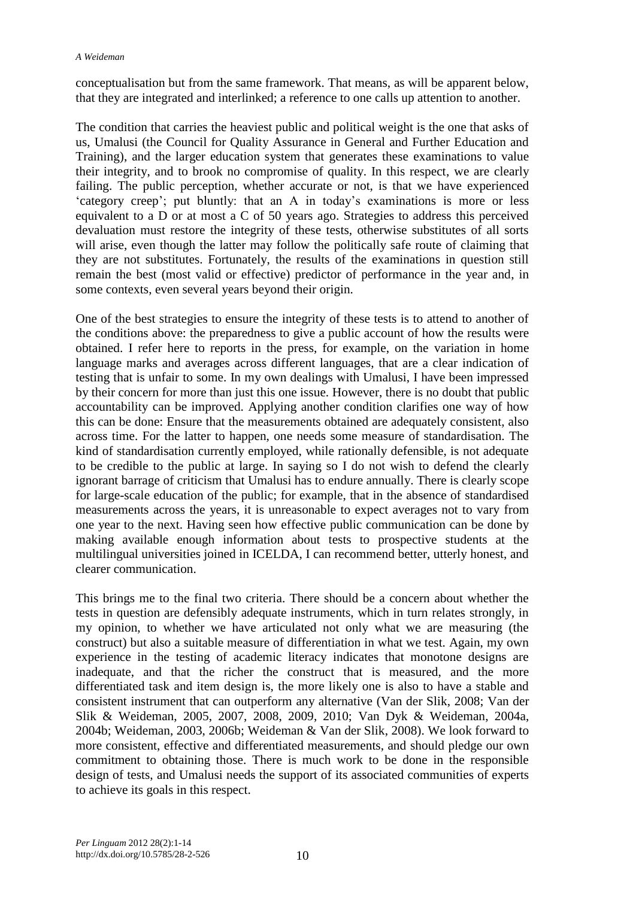conceptualisation but from the same framework. That means, as will be apparent below, that they are integrated and interlinked; a reference to one calls up attention to another.

The condition that carries the heaviest public and political weight is the one that asks of us, Umalusi (the Council for Quality Assurance in General and Further Education and Training), and the larger education system that generates these examinations to value their integrity, and to brook no compromise of quality. In this respect, we are clearly failing. The public perception, whether accurate or not, is that we have experienced 'category creep'; put bluntly: that an A in today's examinations is more or less equivalent to a D or at most a C of 50 years ago. Strategies to address this perceived devaluation must restore the integrity of these tests, otherwise substitutes of all sorts will arise, even though the latter may follow the politically safe route of claiming that they are not substitutes. Fortunately, the results of the examinations in question still remain the best (most valid or effective) predictor of performance in the year and, in some contexts, even several years beyond their origin.

One of the best strategies to ensure the integrity of these tests is to attend to another of the conditions above: the preparedness to give a public account of how the results were obtained. I refer here to reports in the press, for example, on the variation in home language marks and averages across different languages, that are a clear indication of testing that is unfair to some. In my own dealings with Umalusi, I have been impressed by their concern for more than just this one issue. However, there is no doubt that public accountability can be improved. Applying another condition clarifies one way of how this can be done: Ensure that the measurements obtained are adequately consistent, also across time. For the latter to happen, one needs some measure of standardisation. The kind of standardisation currently employed, while rationally defensible, is not adequate to be credible to the public at large. In saying so I do not wish to defend the clearly ignorant barrage of criticism that Umalusi has to endure annually. There is clearly scope for large-scale education of the public; for example, that in the absence of standardised measurements across the years, it is unreasonable to expect averages not to vary from one year to the next. Having seen how effective public communication can be done by making available enough information about tests to prospective students at the multilingual universities joined in ICELDA, I can recommend better, utterly honest, and clearer communication.

This brings me to the final two criteria. There should be a concern about whether the tests in question are defensibly adequate instruments, which in turn relates strongly, in my opinion, to whether we have articulated not only what we are measuring (the construct) but also a suitable measure of differentiation in what we test. Again, my own experience in the testing of academic literacy indicates that monotone designs are inadequate, and that the richer the construct that is measured, and the more differentiated task and item design is, the more likely one is also to have a stable and consistent instrument that can outperform any alternative (Van der Slik, 2008; Van der Slik & Weideman, 2005, 2007, 2008, 2009, 2010; Van Dyk & Weideman, 2004a, 2004b; Weideman, 2003, 2006b; Weideman & Van der Slik, 2008). We look forward to more consistent, effective and differentiated measurements, and should pledge our own commitment to obtaining those. There is much work to be done in the responsible design of tests, and Umalusi needs the support of its associated communities of experts to achieve its goals in this respect.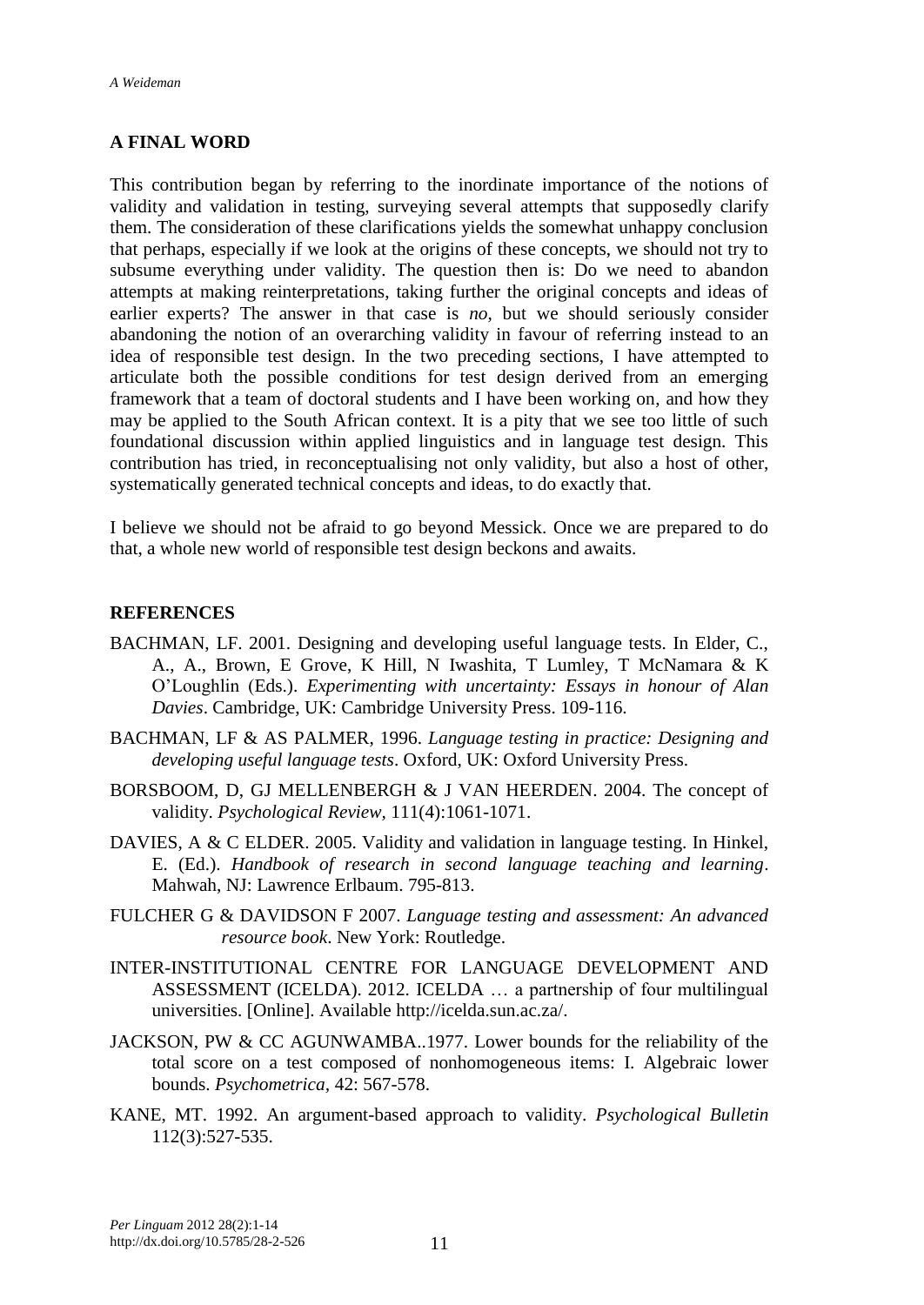## A FINAL WORD

This contribution began by referring to the inordinate importance of the notions of validity and validation in testing, surveying several attempts that supposedly clarify them. The consideration of these clarifications yields the somewhat unhappy conclusion that perhaps, especially if we look at the origins of these concepts, we should not try to subsume everything under validity. The question then is: Do we need to abandon attempts at making reinterpretations, taking further the original concepts and ideas of earlier experts? The answer in that case is *no*, but we should seriously consider abandoning the notion of an overarching validity in favour of referring instead to an idea of responsible test design. In the two preceding sections, I have attempted to articulate both the possible conditions for test design derived from an emerging framework that a team of doctoral students and I have been working on, and how they may be applied to the South African context. It is a pity that we see too little of such foundational discussion within applied linguistics and in language test design. This contribution has tried, in reconceptualising not only validity, but also a host of other, systematically generated technical concepts and ideas, to do exactly that.

I believe we should not be afraid to go beyond Messick. Once we are prepared to do that, a whole new world of responsible test design beckons and awaits.

## REFERENCES

BACHMAN, LF. 2001. Designing and developing useful language tests. In Elder, C., A., A., Brown, E Grove, K Hill, N Iwashita, T Lumley, T McNamara & K O'Loughlin (Eds.). *Experimenting with uncertainty: Essays in honour of Alan Davies*. Cambridge, UK: Cambridge University Press. 109-116.

BACHMAN, LF & AS PALMER, 1996. *Language testing in practice: Designing and developing useful language tests*. Oxford, UK: Oxford University Press.

BORSBOOM, D, GJ MELLENBERGH & J VAN HEERDEN. 2004. The concept of validity. *Psychological Review,* 111(4):1061-1071.

DAVIES, A & C ELDER. 2005. Validity and validation in language testing. In Hinkel, E. (Ed.). *Handbook of research in second language teaching and learning*. Mahwah, NJ: Lawrence Erlbaum. 795-813.

FULCHER G & DAVIDSON F 2007. *Language testing and assessment: An advanced resource book*. New York: Routledge.

INTER-INSTITUTIONAL CENTRE FOR LANGUAGE DEVELOPMENT AND ASSESSMENT (ICELDA). 2012. ICELDA … a partnership of four multilingual universities. [Online]. Available http://icelda.sun.ac.za/.

JACKSON, PW & CC AGUNWAMBA..1977. Lower bounds for the reliability of the total score on a test composed of nonhomogeneous items: I. Algebraic lower bounds. *Psychometrica*, 42: 567-578.

KANE, MT. 1992. An argument-based approach to validity. *Psychological Bulletin* 112(3):527-535.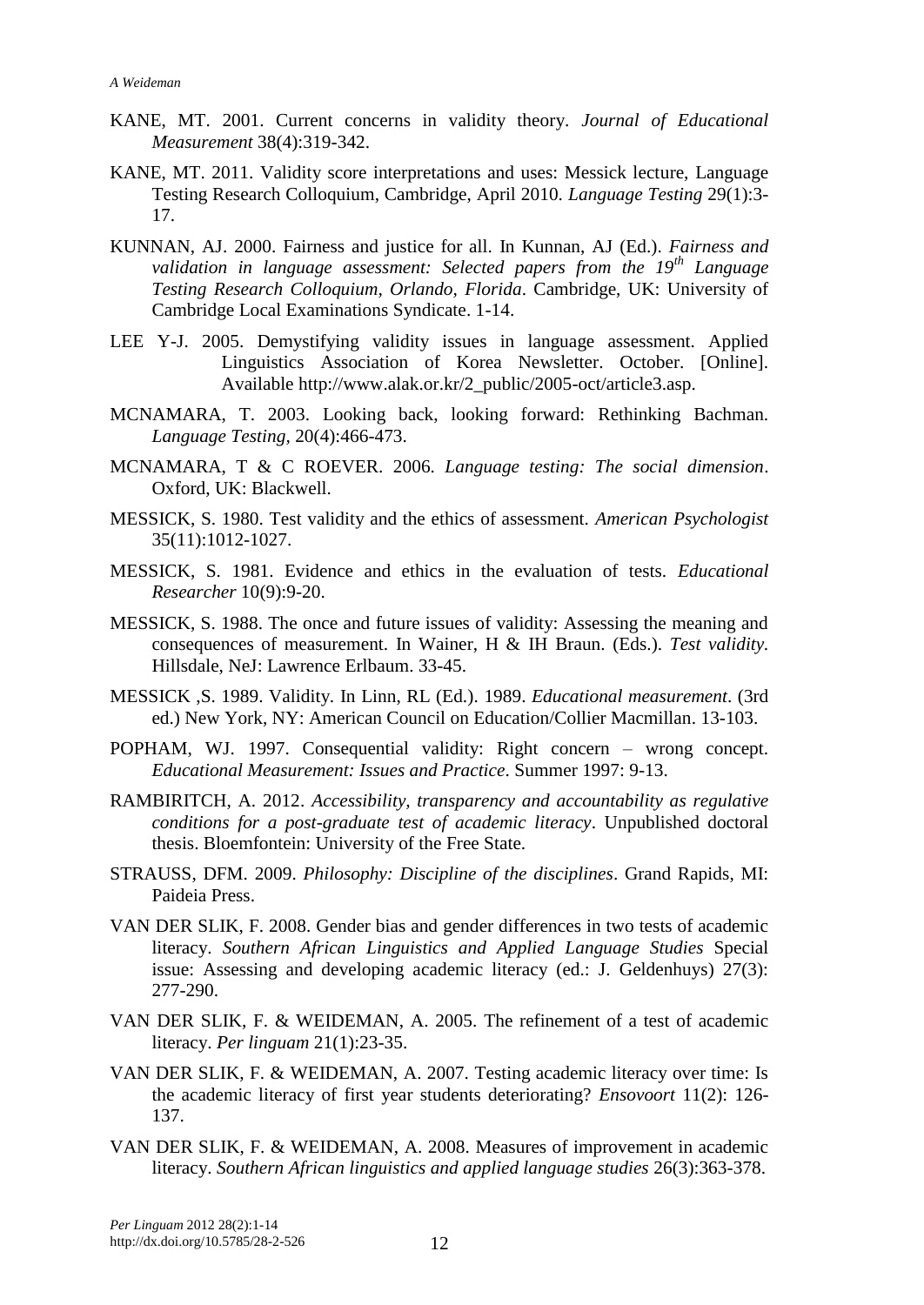KANE, MT. 2001. Current concerns in validity theory. *Journal of Educational Measurement* 38(4):319-342.

KANE, MT. 2011. Validity score interpretations and uses: Messick lecture, Language Testing Research Colloquium, Cambridge, April 2010. *Language Testing* 29(1):3-17.

KUNNAN, AJ. 2000. Fairness and justice for all. In Kunnan, AJ (Ed.). *Fairness and validation in language assessment: Selected papers from the 19th Language Testing Research Colloquium, Orlando, Florida*. Cambridge, UK: University of Cambridge Local Examinations Syndicate. 1-14.

LEE Y-J. 2005. Demystifying validity issues in language assessment. Applied Linguistics Association of Korea Newsletter. October. [Online]. Available http://www.alak.or.kr/2_public/2005-oct/article3.asp.

MCNAMARA, T. 2003. Looking back, looking forward: Rethinking Bachman. *Language Testing,* 20(4):466-473.

MCNAMARA, T & C ROEVER. 2006. *Language testing: The social dimension*. Oxford, UK: Blackwell.

MESSICK, S. 1980. Test validity and the ethics of assessment. *American Psychologist* 35(11):1012-1027.

MESSICK, S. 1981. Evidence and ethics in the evaluation of tests. *Educational Researcher* 10(9):9-20.

MESSICK, S. 1988. The once and future issues of validity: Assessing the meaning and consequences of measurement. In Wainer, H & IH Braun. (Eds.). *Test validity*. Hillsdale, NeJ: Lawrence Erlbaum. 33-45.

MESSICK ,S. 1989. Validity. In Linn, RL (Ed.). 1989. *Educational measurement*. (3rd ed.) New York, NY: American Council on Education/Collier Macmillan. 13-103.

POPHAM, WJ. 1997. Consequential validity: Right concern – wrong concept. *Educational Measurement: Issues and Practice*. Summer 1997: 9-13.

RAMBIRITCH, A. 2012. *Accessibility, transparency and accountability as regulative conditions for a post-graduate test of academic literacy*. Unpublished doctoral thesis. Bloemfontein: University of the Free State.

STRAUSS, DFM. 2009. *Philosophy: Discipline of the disciplines*. Grand Rapids, MI: Paideia Press.

VAN DER SLIK, F. 2008. Gender bias and gender differences in two tests of academic literacy. *Southern African Linguistics and Applied Language Studies* Special issue: Assessing and developing academic literacy (ed.: J. Geldenhuys) 27(3): 277-290.

VAN DER SLIK, F. & WEIDEMAN, A. 2005. The refinement of a test of academic literacy. *Per linguam* 21(1):23-35.

VAN DER SLIK, F. & WEIDEMAN, A. 2007. Testing academic literacy over time: Is the academic literacy of first year students deteriorating? *Ensovoort* 11(2): 126-137.

VAN DER SLIK, F. & WEIDEMAN, A. 2008. Measures of improvement in academic literacy. *Southern African linguistics and applied language studies* 26(3):363-378.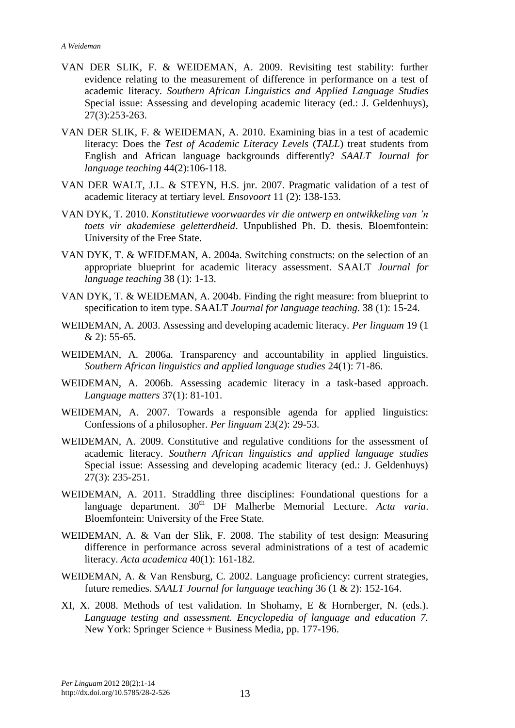VAN DER SLIK, F. & WEIDEMAN, A. 2009. Revisiting test stability: further evidence relating to the measurement of difference in performance on a test of academic literacy. *Southern African Linguistics and Applied Language Studies* Special issue: Assessing and developing academic literacy (ed.: J. Geldenhuys), 27(3):253-263.

VAN DER SLIK, F. & WEIDEMAN, A. 2010. Examining bias in a test of academic literacy: Does the *Test of Academic Literacy Levels* (*TALL*) treat students from English and African language backgrounds differently? *SAALT Journal for language teaching* 44(2):106-118.

VAN DER WALT, J.L. & STEYN, H.S. jnr. 2007. Pragmatic validation of a test of academic literacy at tertiary level. *Ensovoort* 11 (2): 138-153.

VAN DYK, T. 2010. *Konstitutiewe voorwaardes vir die ontwerp en ontwikkeling van 'n toets vir akademiese geletterdheid*. Unpublished Ph. D. thesis. Bloemfontein: University of the Free State.

VAN DYK, T. & WEIDEMAN, A. 2004a. Switching constructs: on the selection of an appropriate blueprint for academic literacy assessment. SAALT *Journal for language teaching* 38 (1): 1-13.

VAN DYK, T. & WEIDEMAN, A. 2004b. Finding the right measure: from blueprint to specification to item type. SAALT *Journal for language teaching*. 38 (1): 15-24.

WEIDEMAN, A. 2003. Assessing and developing academic literacy. *Per linguam* 19 (1 & 2): 55-65.

WEIDEMAN, A. 2006a. Transparency and accountability in applied linguistics. *Southern African linguistics and applied language studies* 24(1): 71-86.

WEIDEMAN, A. 2006b. Assessing academic literacy in a task-based approach. *Language matters* 37(1): 81-101.

WEIDEMAN, A. 2007. Towards a responsible agenda for applied linguistics: Confessions of a philosopher. *Per linguam* 23(2): 29-53.

WEIDEMAN, A. 2009. Constitutive and regulative conditions for the assessment of academic literacy. *Southern African linguistics and applied language studies* Special issue: Assessing and developing academic literacy (ed.: J. Geldenhuys) 27(3): 235-251.

WEIDEMAN, A. 2011. Straddling three disciplines: Foundational questions for a language department. 30th DF Malherbe Memorial Lecture. *Acta varia*. Bloemfontein: University of the Free State.

WEIDEMAN, A. & Van der Slik, F. 2008. The stability of test design: Measuring difference in performance across several administrations of a test of academic literacy. *Acta academica* 40(1): 161-182.

WEIDEMAN, A. & Van Rensburg, C. 2002. Language proficiency: current strategies, future remedies. *SAALT Journal for language teaching* 36 (1 & 2): 152-164.

XI, X. 2008. Methods of test validation. In Shohamy, E & Hornberger, N. (eds.). *Language testing and assessment. Encyclopedia of language and education 7.* New York: Springer Science + Business Media, pp. 177-196.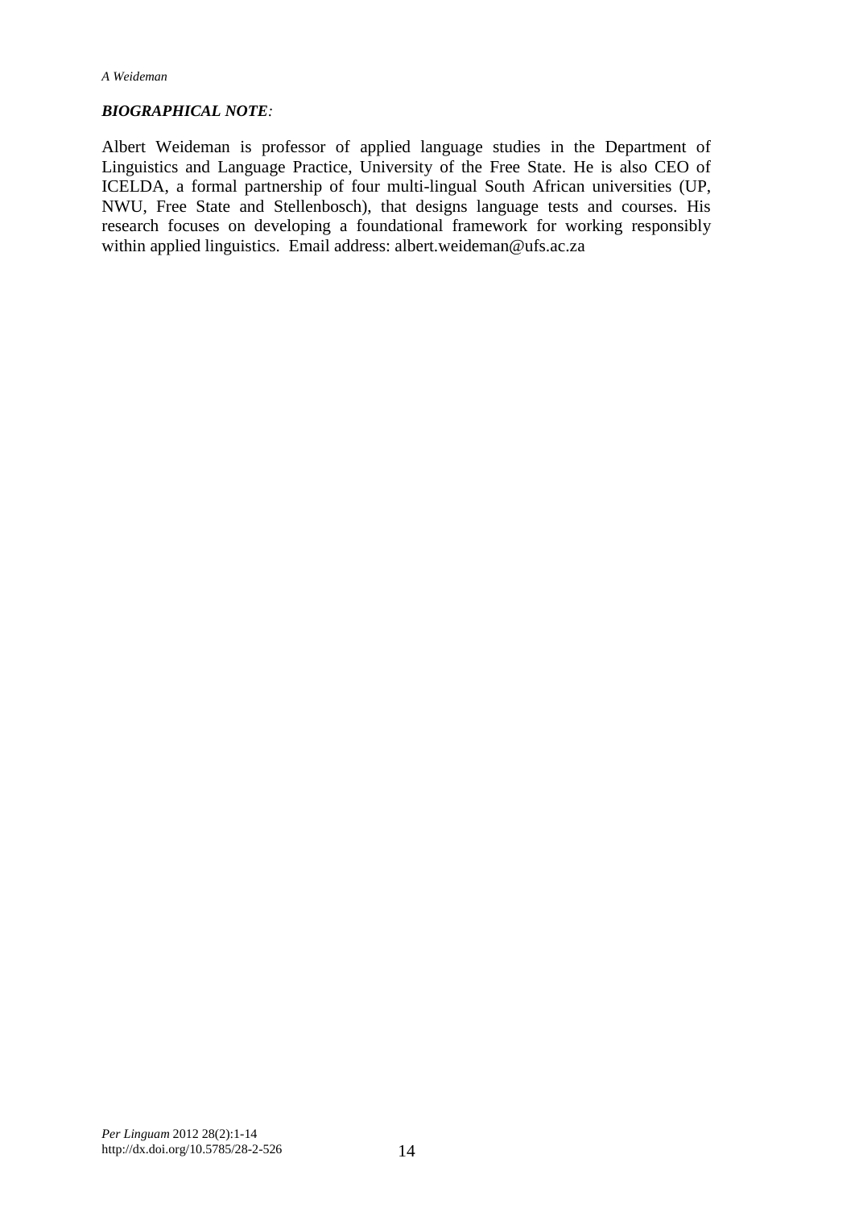***BIOGRAPHICAL NOTE**:*

Albert Weideman is professor of applied language studies in the Department of Linguistics and Language Practice, University of the Free State. He is also CEO of ICELDA, a formal partnership of four multi-lingual South African universities (UP, NWU, Free State and Stellenbosch), that designs language tests and courses. His research focuses on developing a foundational framework for working responsibly within applied linguistics. Email address: albert.weideman@ufs.ac.za